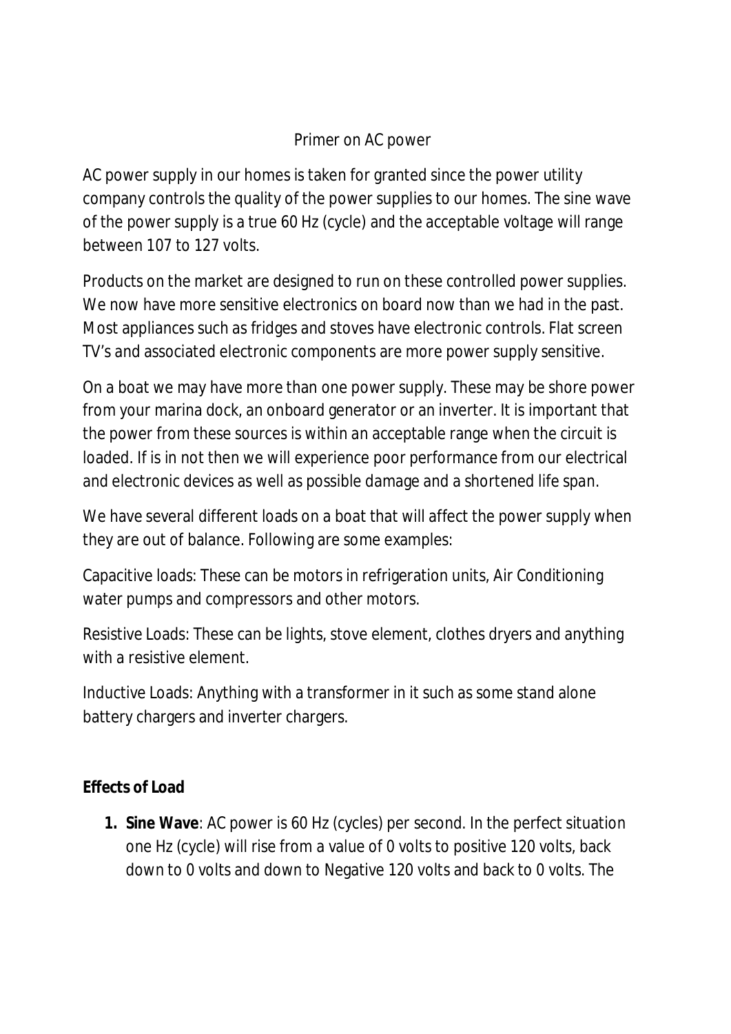# Primer on AC power

AC power supply in our homes is taken for granted since the power utility company controls the quality of the power supplies to our homes. The sine wave of the power supply is a true 60 Hz (cycle) and the acceptable voltage will range between 107 to 127 volts.

Products on the market are designed to run on these controlled power supplies. We now have more sensitive electronics on board now than we had in the past. Most appliances such as fridges and stoves have electronic controls. Flat screen TV's and associated electronic components are more power supply sensitive.

On a boat we may have more than one power supply. These may be shore power from your marina dock, an onboard generator or an inverter. It is important that the power from these sources is within an acceptable range when the circuit is loaded. If is in not then we will experience poor performance from our electrical and electronic devices as well as possible damage and a shortened life span.

We have several different loads on a boat that will affect the power supply when they are out of balance. Following are some examples:

Capacitive loads: These can be motors in refrigeration units, Air Conditioning water pumps and compressors and other motors.

Resistive Loads: These can be lights, stove element, clothes dryers and anything with a resistive element.

Inductive Loads: Anything with a transformer in it such as some stand alone battery chargers and inverter chargers.

**Effects of Load**

1. **Sine Wave**: AC power is 60 Hz (cycles) per second. In the perfect situation one Hz (cycle) will rise from a value of 0 volts to positive 120 volts, back down to 0 volts and down to Negative 120 volts and back to 0 volts. The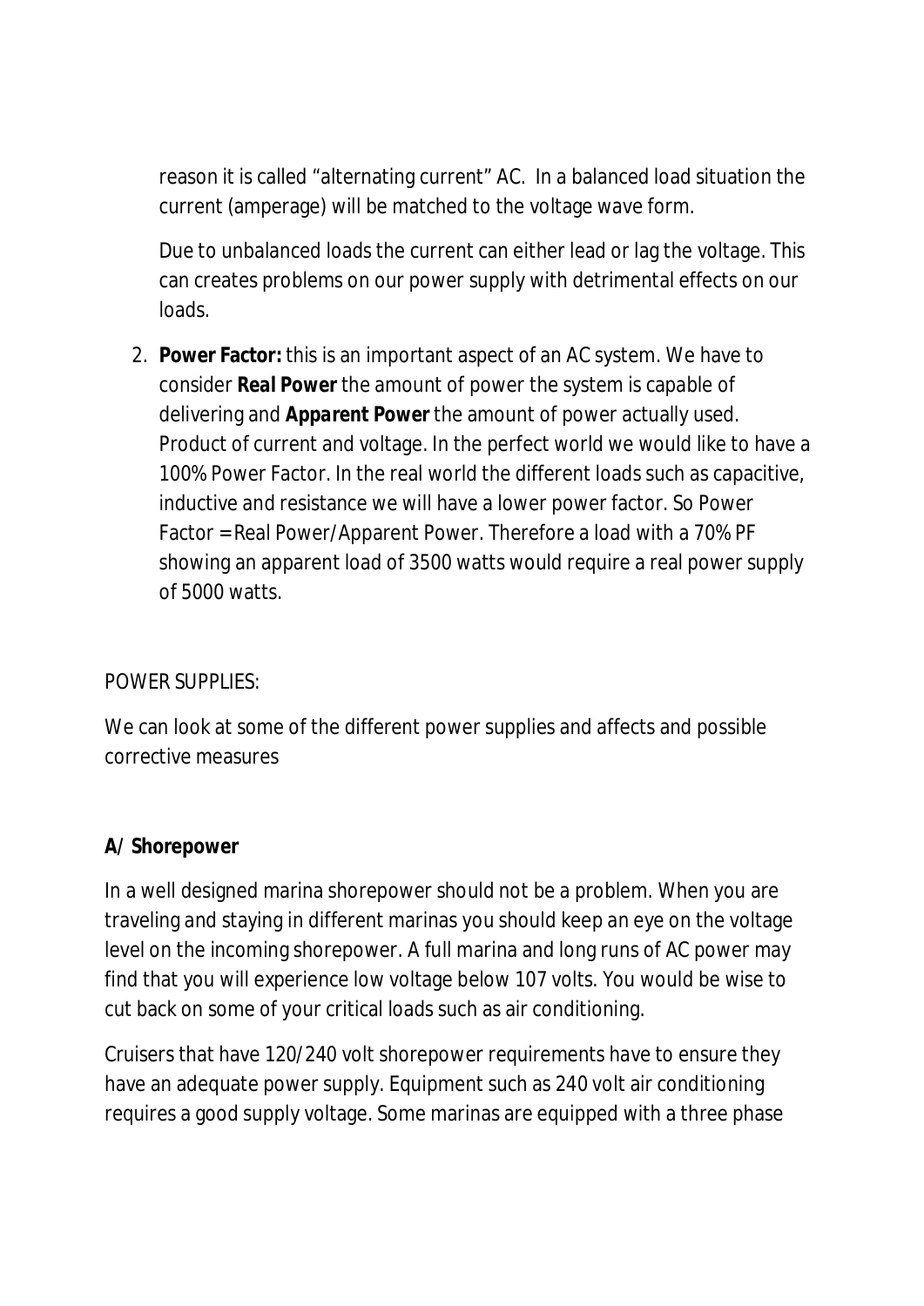reason it is called "alternating current" AC. In a balanced load situation the current (amperage) will be matched to the voltage wave form.

Due to unbalanced loads the current can either lead or lag the voltage. This can creates problems on our power supply with detrimental effects on our loads.

2. **Power Factor:** this is an important aspect of an AC system. We have to consider ***Real Power*** the amount of power the system is capable of delivering and ***Apparent Power*** the amount of power actually used. Product of current and voltage. In the perfect world we would like to have a 100% Power Factor. In the real world the different loads such as capacitive, inductive and resistance we will have a lower power factor. So Power Factor = Real Power/Apparent Power. Therefore a load with a 70% PF showing an apparent load of 3500 watts would require a real power supply of 5000 watts.

POWER SUPPLIES:

We can look at some of the different power supplies and affects and possible corrective measures

**A/ Shorepower**

In a well designed marina shorepower should not be a problem. When you are traveling and staying in different marinas you should keep an eye on the voltage level on the incoming shorepower. A full marina and long runs of AC power may find that you will experience low voltage below 107 volts. You would be wise to cut back on some of your critical loads such as air conditioning.

Cruisers that have 120/240 volt shorepower requirements have to ensure they have an adequate power supply. Equipment such as 240 volt air conditioning requires a good supply voltage. Some marinas are equipped with a three phase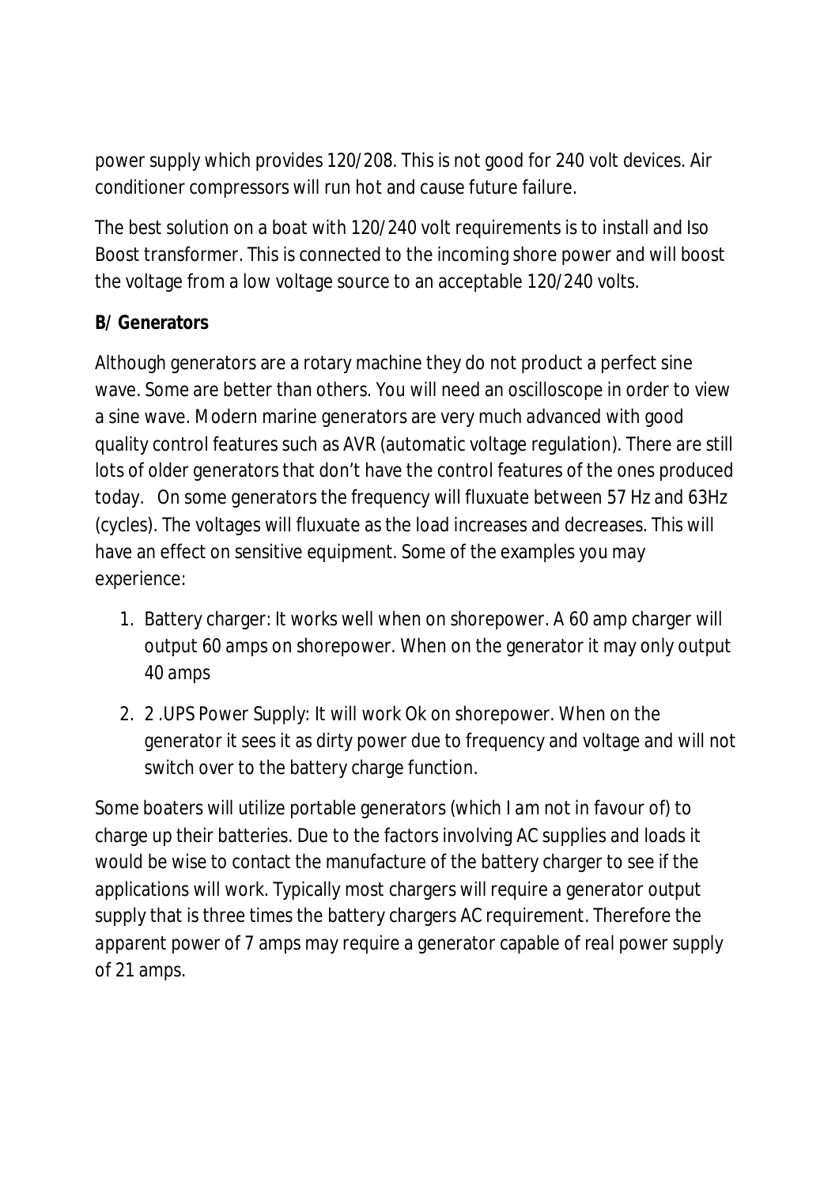power supply which provides 120/208. This is not good for 240 volt devices. Air conditioner compressors will run hot and cause future failure.

The best solution on a boat with 120/240 volt requirements is to install and Iso Boost transformer. This is connected to the incoming shore power and will boost the voltage from a low voltage source to an acceptable 120/240 volts.

**B/ Generators**

Although generators are a rotary machine they do not product a perfect sine wave. Some are better than others. You will need an oscilloscope in order to view a sine wave. Modern marine generators are very much advanced with good quality control features such as AVR (automatic voltage regulation). There are still lots of older generators that don't have the control features of the ones produced today. On some generators the frequency will fluxuate between 57 Hz and 63Hz (cycles). The voltages will fluxuate as the load increases and decreases. This will have an effect on sensitive equipment. Some of the examples you may experience:

1. Battery charger: It works well when on shorepower. A 60 amp charger will output 60 amps on shorepower. When on the generator it may only output 40 amps
2. 2 .UPS Power Supply: It will work Ok on shorepower. When on the generator it sees it as dirty power due to frequency and voltage and will not switch over to the battery charge function.

Some boaters will utilize portable generators (which I am not in favour of) to charge up their batteries. Due to the factors involving AC supplies and loads it would be wise to contact the manufacture of the battery charger to see if the applications will work. Typically most chargers will require a generator output supply that is three times the battery chargers AC requirement. Therefore the apparent power of 7 amps may require a generator capable of real power supply of 21 amps.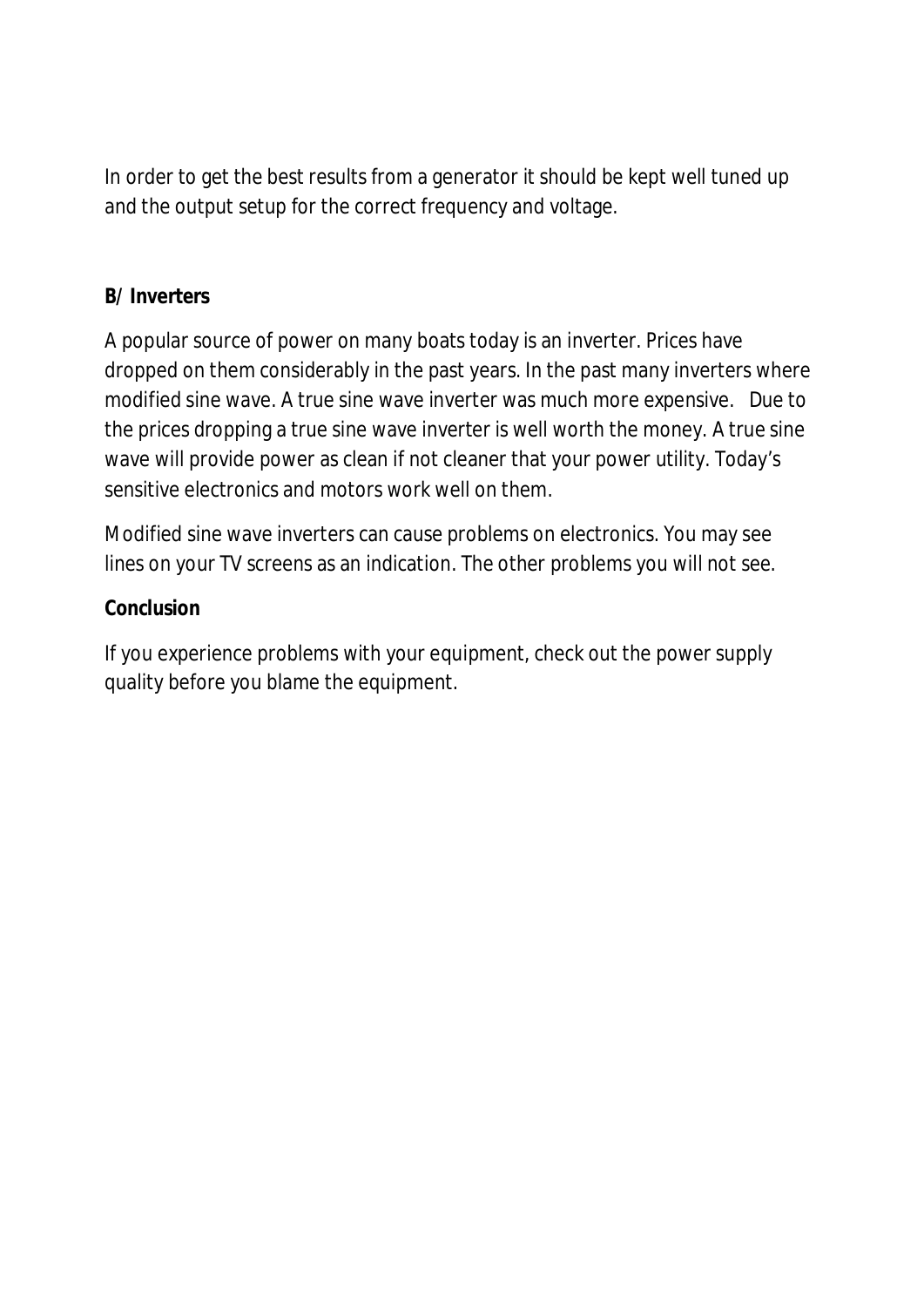In order to get the best results from a generator it should be kept well tuned up and the output setup for the correct frequency and voltage.

**B/ Inverters**

A popular source of power on many boats today is an inverter. Prices have dropped on them considerably in the past years. In the past many inverters where modified sine wave. A true sine wave inverter was much more expensive. Due to the prices dropping a true sine wave inverter is well worth the money. A true sine wave will provide power as clean if not cleaner that your power utility. Today's sensitive electronics and motors work well on them.

Modified sine wave inverters can cause problems on electronics. You may see lines on your TV screens as an indication. The other problems you will not see.

**Conclusion**

If you experience problems with your equipment, check out the power supply quality before you blame the equipment.